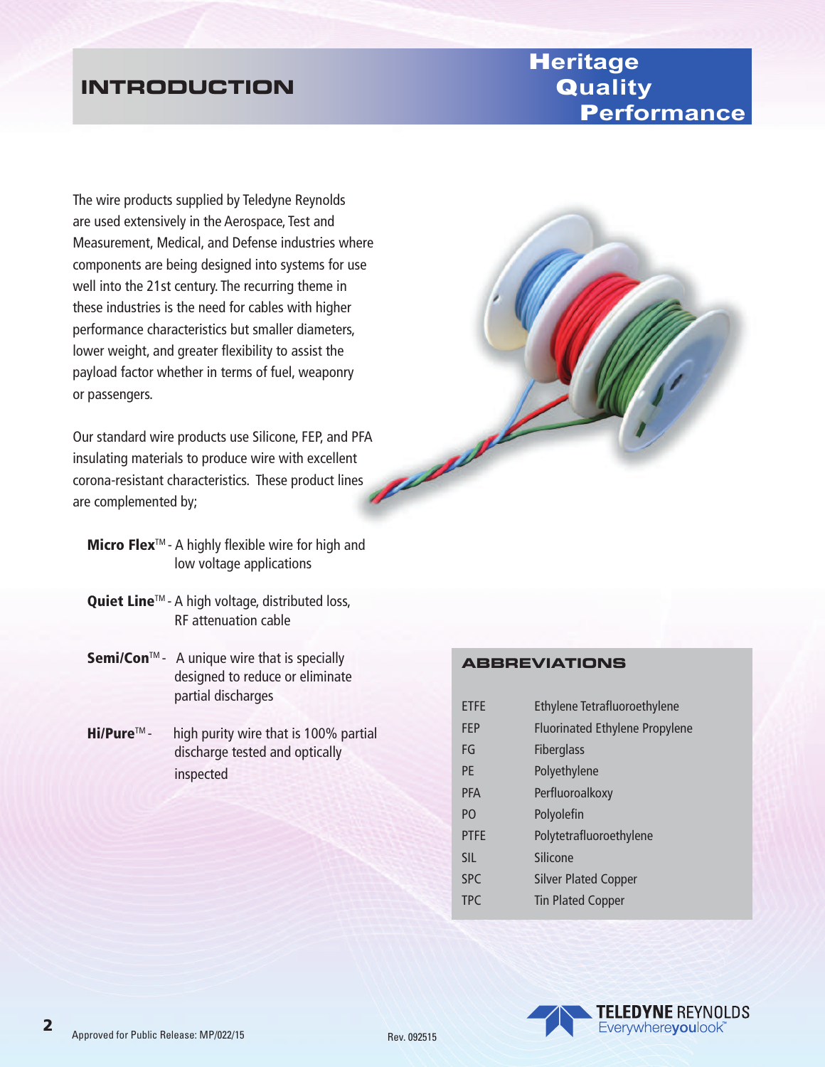# INTRODUCTION

## Heritage Quality Performance

The wire products supplied by Teledyne Reynolds are used extensively in the Aerospace, Test and Measurement, Medical, and Defense industries where components are being designed into systems for use well into the 21st century. The recurring theme in these industries is the need for cables with higher performance characteristics but smaller diameters, lower weight, and greater flexibility to assist the payload factor whether in terms of fuel, weaponry or passengers.

Our standard wire products use Silicone, FEP, and PFA insulating materials to produce wire with excellent corona-resistant characteristics. These product lines are complemented by;

- **Micro Flex**™ - A highly flexible wire for high and low voltage applications
- **Quiet Line**™ - A high voltage, distributed loss, RF attenuation cable
- **Semi/Con**™ - A unique wire that is specially designed to reduce or eliminate partial discharges
- **Hi/Pure**™ - high purity wire that is 100% partial discharge tested and optically inspected

## ABBREVIATIONS

| | |
|---|---|
| ETFE | Ethylene Tetrafluoroethylene |
| FEP | Fluorinated Ethylene Propylene |
| FG | Fiberglass |
| PE | Polyethylene |
| PFA | Perfluoroalkoxy |
| PO | Polyolefin |
| PTFE | Polytetrafluoroethylene |
| SIL | Silicone |
| SPC | Silver Plated Copper |
| TPC | Tin Plated Copper |

Approved for Public Release: MP/022/15

Rev. 092515

TELEDYNE REYNOLDS Everywhereyoulook™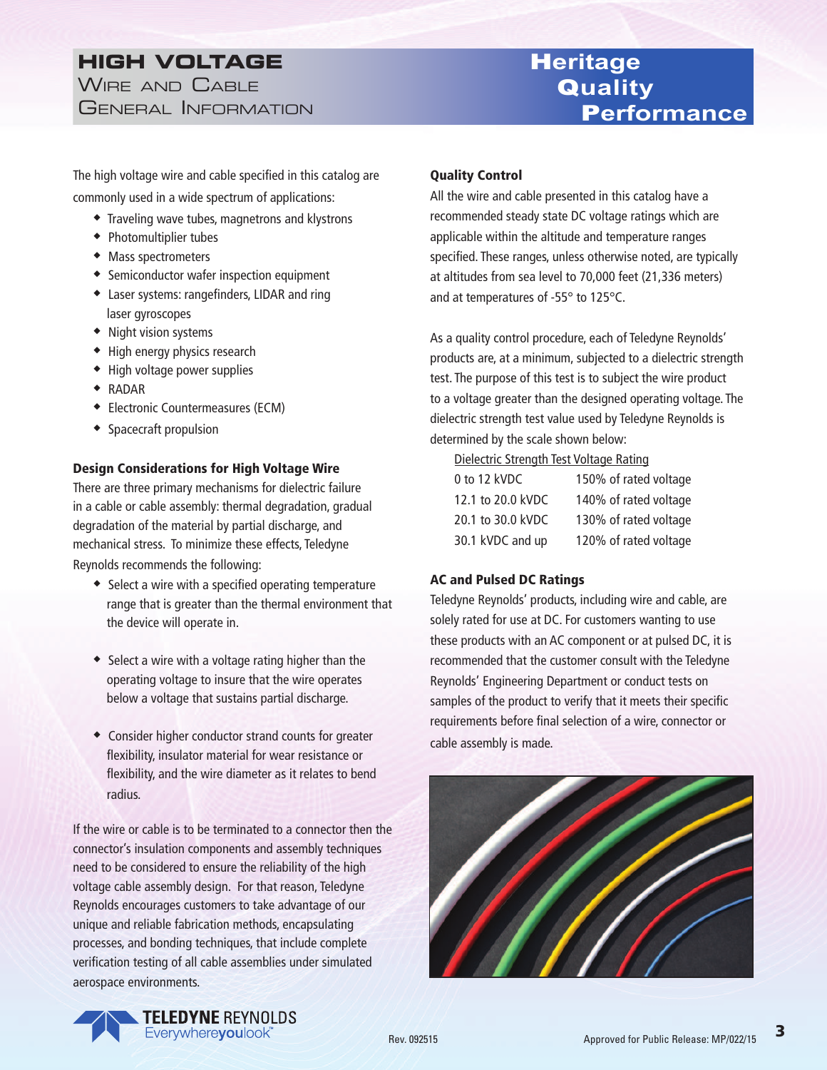# HIGH VOLTAGE

## Wire and Cable General Information

**Heritage Quality Performance**

The high voltage wire and cable specified in this catalog are commonly used in a wide spectrum of applications:

- Traveling wave tubes, magnetrons and klystrons
- Photomultiplier tubes
- Mass spectrometers
- Semiconductor wafer inspection equipment
- Laser systems: rangefinders, LIDAR and ring laser gyroscopes
- Night vision systems
- High energy physics research
- High voltage power supplies
- RADAR
- Electronic Countermeasures (ECM)
- Spacecraft propulsion

### Design Considerations for High Voltage Wire

There are three primary mechanisms for dielectric failure in a cable or cable assembly: thermal degradation, gradual degradation of the material by partial discharge, and mechanical stress. To minimize these effects, Teledyne Reynolds recommends the following:

- Select a wire with a specified operating temperature range that is greater than the thermal environment that the device will operate in.
- Select a wire with a voltage rating higher than the operating voltage to insure that the wire operates below a voltage that sustains partial discharge.
- Consider higher conductor strand counts for greater flexibility, insulator material for wear resistance or flexibility, and the wire diameter as it relates to bend radius.

If the wire or cable is to be terminated to a connector then the connector's insulation components and assembly techniques need to be considered to ensure the reliability of the high voltage cable assembly design. For that reason, Teledyne Reynolds encourages customers to take advantage of our unique and reliable fabrication methods, encapsulating processes, and bonding techniques, that include complete verification testing of all cable assemblies under simulated aerospace environments.

### Quality Control

All the wire and cable presented in this catalog have a recommended steady state DC voltage ratings which are applicable within the altitude and temperature ranges specified. These ranges, unless otherwise noted, are typically at altitudes from sea level to 70,000 feet (21,336 meters) and at temperatures of -55° to 125°C.

As a quality control procedure, each of Teledyne Reynolds' products are, at a minimum, subjected to a dielectric strength test. The purpose of this test is to subject the wire product to a voltage greater than the designed operating voltage. The dielectric strength test value used by Teledyne Reynolds is determined by the scale shown below:

| Dielectric Strength Test Voltage Rating | |
|---|---|
| 0 to 12 kVDC | 150% of rated voltage |
| 12.1 to 20.0 kVDC | 140% of rated voltage |
| 20.1 to 30.0 kVDC | 130% of rated voltage |
| 30.1 kVDC and up | 120% of rated voltage |

### AC and Pulsed DC Ratings

Teledyne Reynolds' products, including wire and cable, are solely rated for use at DC. For customers wanting to use these products with an AC component or at pulsed DC, it is recommended that the customer consult with the Teledyne Reynolds' Engineering Department or conduct tests on samples of the product to verify that it meets their specific requirements before final selection of a wire, connector or cable assembly is made.

Rev. 092515

Approved for Public Release: MP/022/15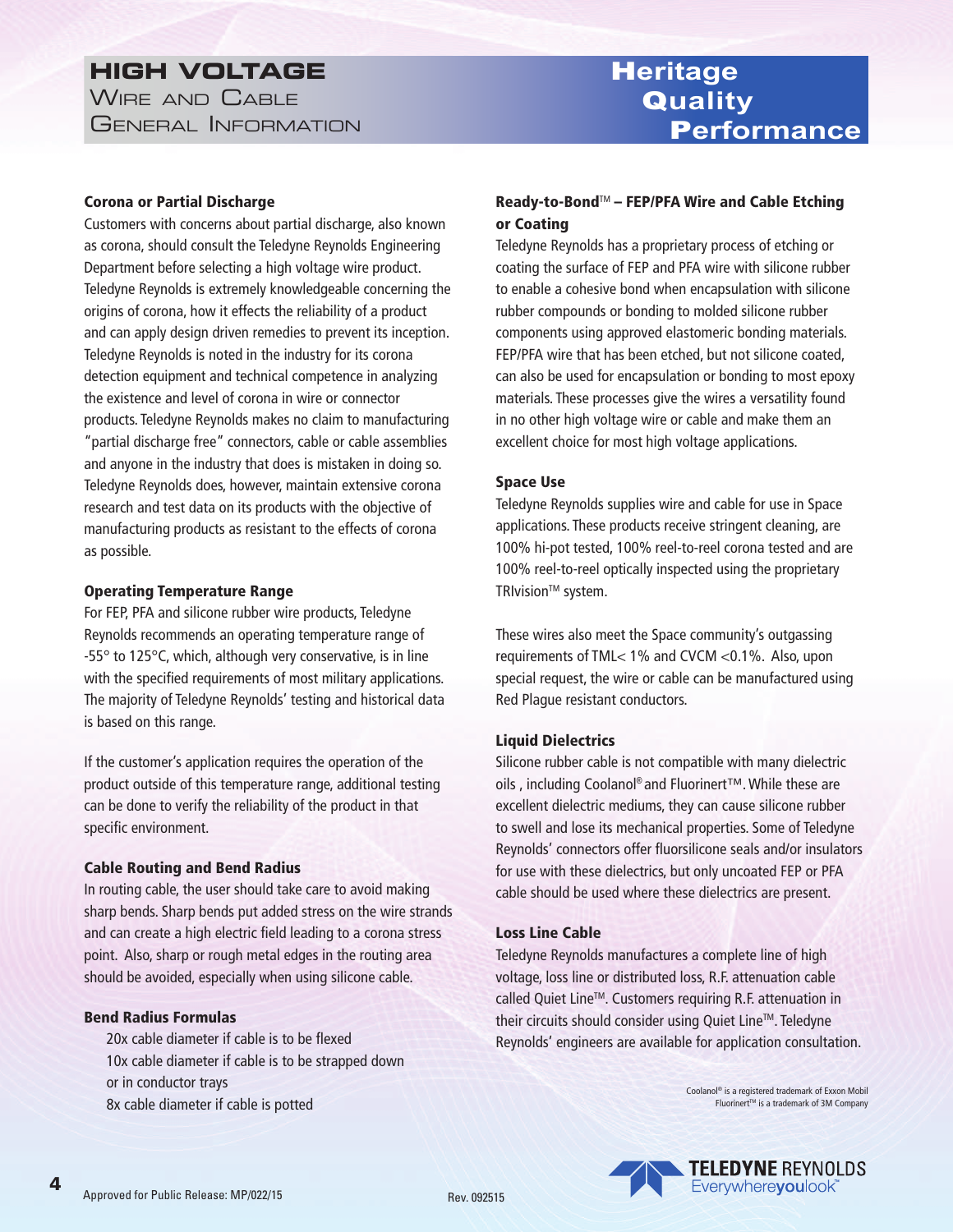# HIGH VOLTAGE Wire and Cable General Information

**Heritage Quality Performance**

### Corona or Partial Discharge

Customers with concerns about partial discharge, also known as corona, should consult the Teledyne Reynolds Engineering Department before selecting a high voltage wire product. Teledyne Reynolds is extremely knowledgeable concerning the origins of corona, how it effects the reliability of a product and can apply design driven remedies to prevent its inception. Teledyne Reynolds is noted in the industry for its corona detection equipment and technical competence in analyzing the existence and level of corona in wire or connector products. Teledyne Reynolds makes no claim to manufacturing "partial discharge free" connectors, cable or cable assemblies and anyone in the industry that does is mistaken in doing so. Teledyne Reynolds does, however, maintain extensive corona research and test data on its products with the objective of manufacturing products as resistant to the effects of corona as possible.

### Operating Temperature Range

For FEP, PFA and silicone rubber wire products, Teledyne Reynolds recommends an operating temperature range of -55° to 125°C, which, although very conservative, is in line with the specified requirements of most military applications. The majority of Teledyne Reynolds' testing and historical data is based on this range.

If the customer's application requires the operation of the product outside of this temperature range, additional testing can be done to verify the reliability of the product in that specific environment.

### Cable Routing and Bend Radius

In routing cable, the user should take care to avoid making sharp bends. Sharp bends put added stress on the wire strands and can create a high electric field leading to a corona stress point. Also, sharp or rough metal edges in the routing area should be avoided, especially when using silicone cable.

### Bend Radius Formulas

20x cable diameter if cable is to be flexed
10x cable diameter if cable is to be strapped down or in conductor trays
8x cable diameter if cable is potted

### Ready-to-Bond™ – FEP/PFA Wire and Cable Etching or Coating

Teledyne Reynolds has a proprietary process of etching or coating the surface of FEP and PFA wire with silicone rubber to enable a cohesive bond when encapsulation with silicone rubber compounds or bonding to molded silicone rubber components using approved elastomeric bonding materials. FEP/PFA wire that has been etched, but not silicone coated, can also be used for encapsulation or bonding to most epoxy materials. These processes give the wires a versatility found in no other high voltage wire or cable and make them an excellent choice for most high voltage applications.

### Space Use

Teledyne Reynolds supplies wire and cable for use in Space applications. These products receive stringent cleaning, are 100% hi-pot tested, 100% reel-to-reel corona tested and are 100% reel-to-reel optically inspected using the proprietary TRIvision™ system.

These wires also meet the Space community's outgassing requirements of TML< 1% and CVCM <0.1%. Also, upon special request, the wire or cable can be manufactured using Red Plague resistant conductors.

### Liquid Dielectrics

Silicone rubber cable is not compatible with many dielectric oils , including Coolanol® and Fluorinert™. While these are excellent dielectric mediums, they can cause silicone rubber to swell and lose its mechanical properties. Some of Teledyne Reynolds' connectors offer fluorsilicone seals and/or insulators for use with these dielectrics, but only uncoated FEP or PFA cable should be used where these dielectrics are present.

### Loss Line Cable

Teledyne Reynolds manufactures a complete line of high voltage, loss line or distributed loss, R.F. attenuation cable called Quiet Line™. Customers requiring R.F. attenuation in their circuits should consider using Quiet Line™. Teledyne Reynolds' engineers are available for application consultation.

Coolanol® is a registered trademark of Exxon Mobil
Fluorinert™ is a trademark of 3M Company

Approved for Public Release: MP/022/15

Rev. 092515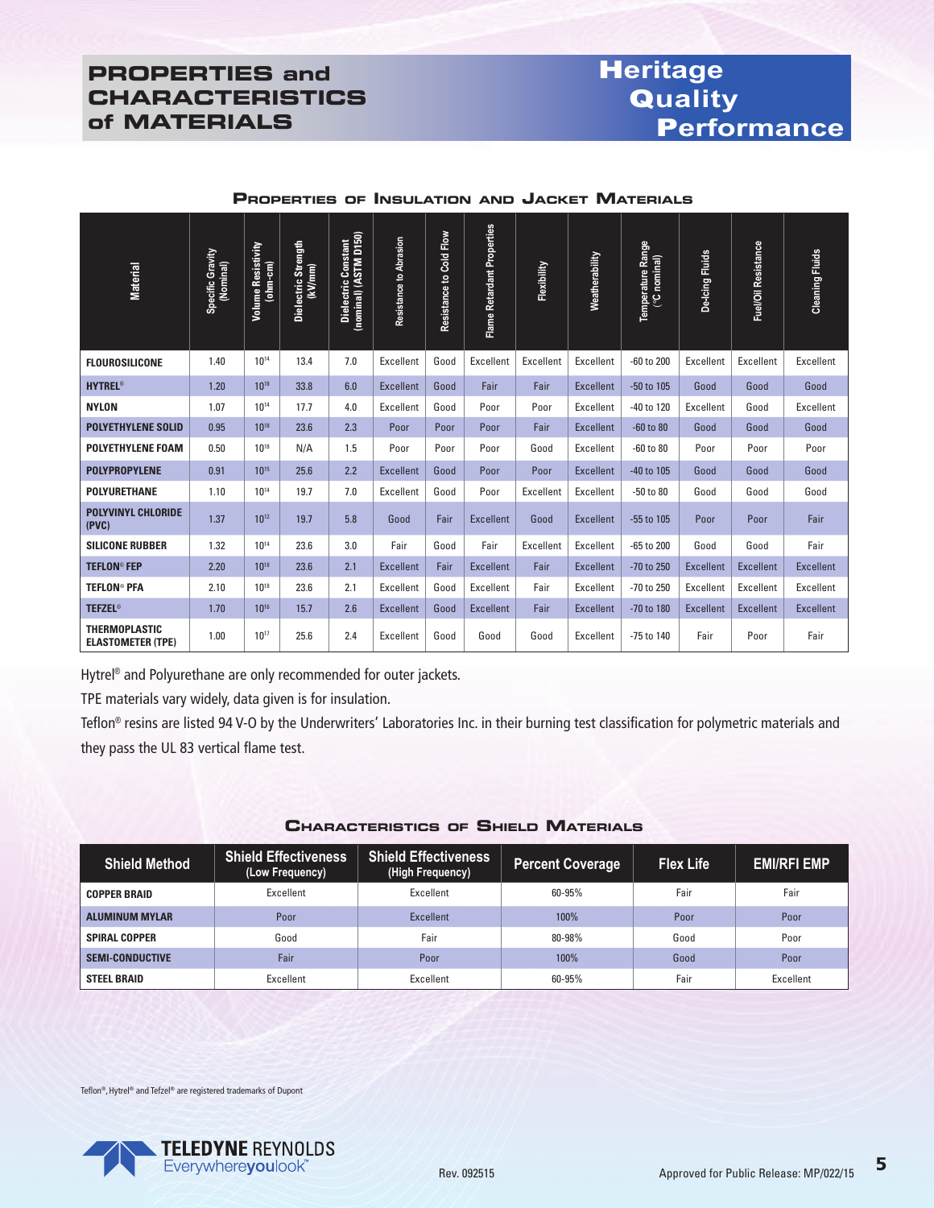# PROPERTIES and CHARACTERISTICS of MATERIALS

## Heritage Quality Performance

### Properties of Insulation and Jacket Materials

| Material | Specific Gravity (Nominal) | Volume Resistivity (ohm-cm) | Dielectric Strength (kV/mm) | Dielectric Constant (nominal) (ASTM D150) | Resistance to Abrasion | Resistance to Cold Flow | Flame Retardant Properties | Flexibility | Weatherability | Temperature Range (°C nominal) | De-Icing Fluids | Fuel/Oil Resistance | Cleaning Fluids |
|---|---|---|---|---|---|---|---|---|---|---|---|---|---|
| FLOUROSILICONE | 1.40 | $10^{14}$ | 13.4 | 7.0 | Excellent | Good | Excellent | Excellent | Excellent | -60 to 200 | Excellent | Excellent | Excellent |
| HYTREL® | 1.20 | $10^{18}$ | 33.8 | 6.0 | Excellent | Good | Fair | Fair | Excellent | -50 to 105 | Good | Good | Good |
| NYLON | 1.07 | $10^{14}$ | 17.7 | 4.0 | Excellent | Good | Poor | Poor | Excellent | -40 to 120 | Excellent | Good | Excellent |
| POLYETHYLENE SOLID | 0.95 | $10^{18}$ | 23.6 | 2.3 | Poor | Poor | Poor | Fair | Excellent | -60 to 80 | Good | Good | Good |
| POLYETHYLENE FOAM | 0.50 | $10^{18}$ | N/A | 1.5 | Poor | Poor | Poor | Good | Excellent | -60 to 80 | Poor | Poor | Poor |
| POLYPROPYLENE | 0.91 | $10^{15}$ | 25.6 | 2.2 | Excellent | Good | Poor | Poor | Excellent | -40 to 105 | Good | Good | Good |
| POLYURETHANE | 1.10 | $10^{14}$ | 19.7 | 7.0 | Excellent | Good | Poor | Excellent | Excellent | -50 to 80 | Good | Good | Good |
| POLYVINYL CHLORIDE (PVC) | 1.37 | $10^{12}$ | 19.7 | 5.8 | Good | Fair | Excellent | Good | Excellent | -55 to 105 | Poor | Poor | Fair |
| SILICONE RUBBER | 1.32 | $10^{14}$ | 23.6 | 3.0 | Fair | Good | Fair | Excellent | Excellent | -65 to 200 | Good | Good | Fair |
| TEFLON® FEP | 2.20 | $10^{18}$ | 23.6 | 2.1 | Excellent | Fair | Excellent | Fair | Excellent | -70 to 250 | Excellent | Excellent | Excellent |
| TEFLON® PFA | 2.10 | $10^{18}$ | 23.6 | 2.1 | Excellent | Good | Excellent | Fair | Excellent | -70 to 250 | Excellent | Excellent | Excellent |
| TEFZEL® | 1.70 | $10^{16}$ | 15.7 | 2.6 | Excellent | Good | Excellent | Fair | Excellent | -70 to 180 | Excellent | Excellent | Excellent |
| THERMOPLASTIC ELASTOMETER (TPE) | 1.00 | $10^{17}$ | 25.6 | 2.4 | Excellent | Good | Good | Good | Excellent | -75 to 140 | Fair | Poor | Fair |

Hytrel® and Polyurethane are only recommended for outer jackets.

TPE materials vary widely, data given is for insulation.

Teflon® resins are listed 94 V-O by the Underwriters' Laboratories Inc. in their burning test classification for polymetric materials and they pass the UL 83 vertical flame test.

### Characteristics of Shield Materials

| Shield Method | Shield Effectiveness (Low Frequency) | Shield Effectiveness (High Frequency) | Percent Coverage | Flex Life | EMI/RFI EMP |
|---|---|---|---|---|---|
| COPPER BRAID | Excellent | Excellent | 60-95% | Fair | Fair |
| ALUMINUM MYLAR | Poor | Excellent | 100% | Poor | Poor |
| SPIRAL COPPER | Good | Fair | 80-98% | Good | Poor |
| SEMI-CONDUCTIVE | Fair | Poor | 100% | Good | Poor |
| STEEL BRAID | Excellent | Excellent | 60-95% | Fair | Excellent |

Teflon®, Hytrel® and Tefzel® are registered trademarks of Dupont

TELEDYNE REYNOLDS Everywhereyoulook™

Rev. 092515

Approved for Public Release: MP/022/15